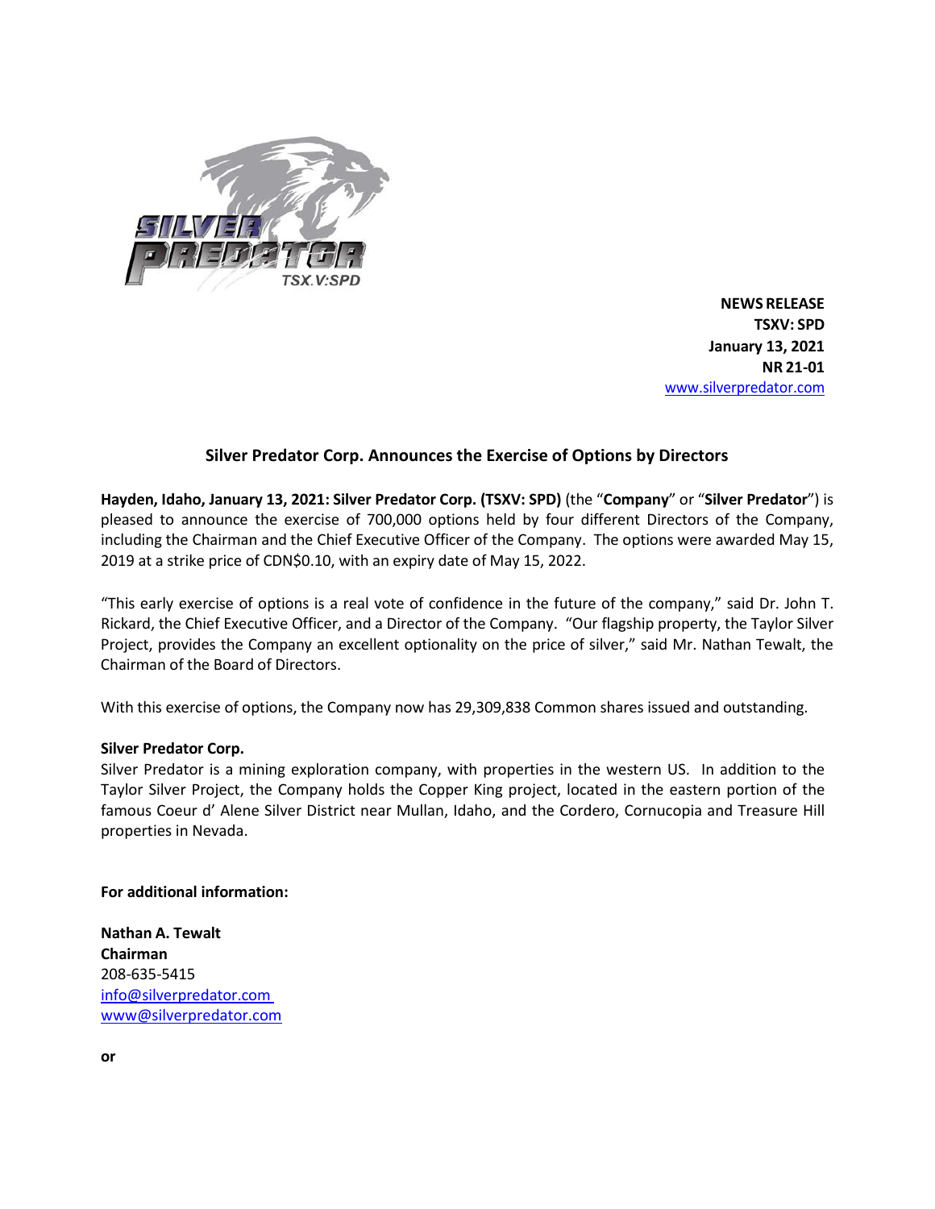**NEWS RELEASE**
**TSXV: SPD**
**January 13, 2021**
**NR 21-01**
www.silverpredator.com

## Silver Predator Corp. Announces the Exercise of Options by Directors

**Hayden, Idaho, January 13, 2021: Silver Predator Corp. (TSXV: SPD)** (the "**Company**" or "**Silver Predator**") is pleased to announce the exercise of 700,000 options held by four different Directors of the Company, including the Chairman and the Chief Executive Officer of the Company. The options were awarded May 15, 2019 at a strike price of CDN$0.10, with an expiry date of May 15, 2022.

"This early exercise of options is a real vote of confidence in the future of the company," said Dr. John T. Rickard, the Chief Executive Officer, and a Director of the Company. "Our flagship property, the Taylor Silver Project, provides the Company an excellent optionality on the price of silver," said Mr. Nathan Tewalt, the Chairman of the Board of Directors.

With this exercise of options, the Company now has 29,309,838 Common shares issued and outstanding.

**Silver Predator Corp.**
Silver Predator is a mining exploration company, with properties in the western US. In addition to the Taylor Silver Project, the Company holds the Copper King project, located in the eastern portion of the famous Coeur d' Alene Silver District near Mullan, Idaho, and the Cordero, Cornucopia and Treasure Hill properties in Nevada.

**For additional information:**

**Nathan A. Tewalt**
**Chairman**
208-635-5415
info@silverpredator.com
www@silverpredator.com

**or**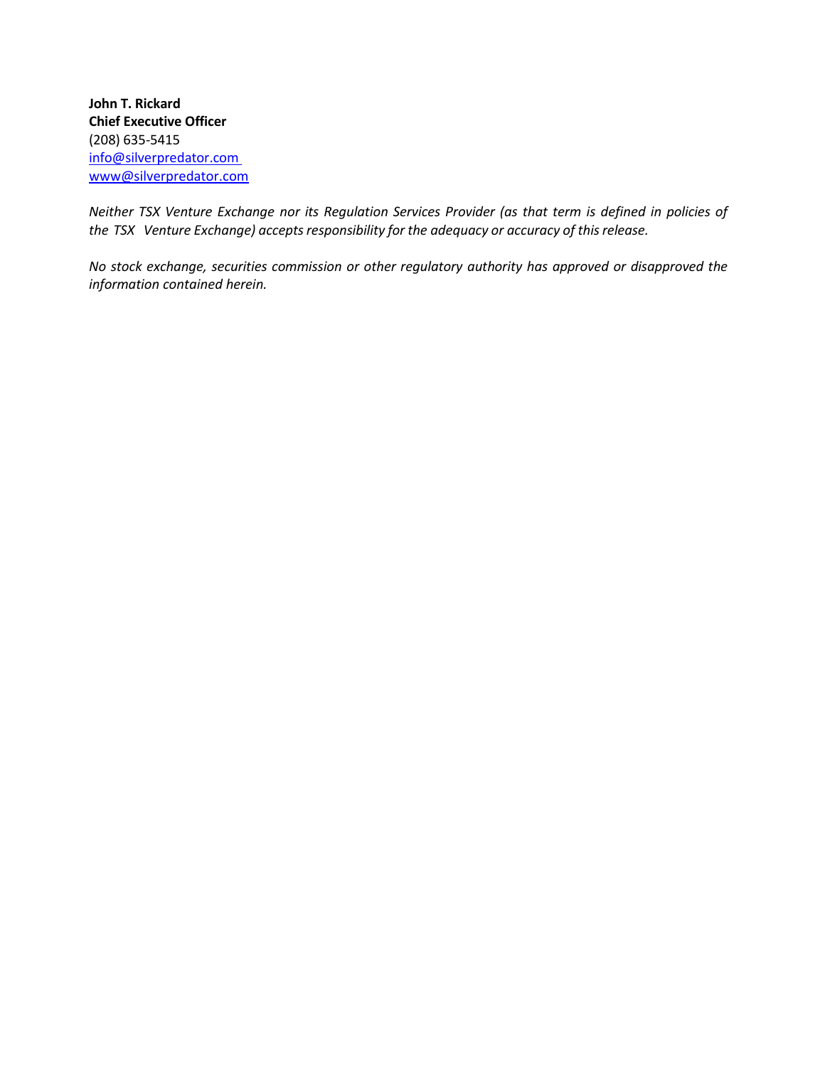**John T. Rickard**
**Chief Executive Officer**
(208) 635-5415
info@silverpredator.com
www@silverpredator.com

*Neither TSX Venture Exchange nor its Regulation Services Provider (as that term is defined in policies of the TSX Venture Exchange) accepts responsibility for the adequacy or accuracy of this release.*

*No stock exchange, securities commission or other regulatory authority has approved or disapproved the information contained herein.*